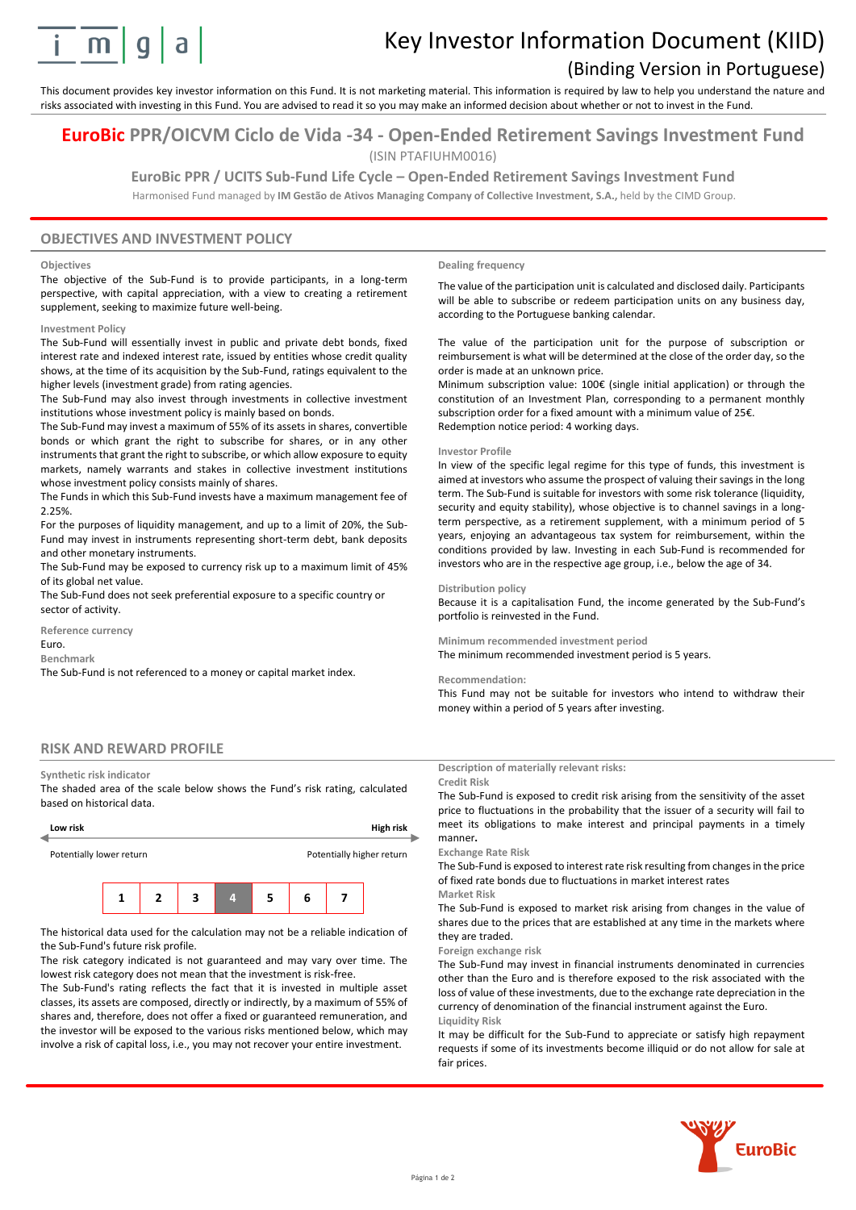# Key Investor Information Document (KIID)

## (Binding Version in Portuguese)

This document provides key investor information on this Fund. It is not marketing material. This information is required by law to help you understand the nature and risks associated with investing in this Fund. You are advised to read it so you may make an informed decision about whether or not to invest in the Fund.

## EuroBic PPR/OICVM Ciclo de Vida -34 - Open-Ended Retirement Savings Investment Fund

(ISIN PTAFIUHM0016)

### EuroBic PPR / UCITS Sub-Fund Life Cycle – Open-Ended Retirement Savings Investment Fund

Harmonised Fund managed by **IM Gestão de Ativos Managing Company of Collective Investment, S.A.,** held by the CIMD Group.

## OBJECTIVES AND INVESTMENT POLICY

**Objectives**

The objective of the Sub-Fund is to provide participants, in a long-term perspective, with capital appreciation, with a view to creating a retirement supplement, seeking to maximize future well-being.

**Investment Policy**

The Sub-Fund will essentially invest in public and private debt bonds, fixed interest rate and indexed interest rate, issued by entities whose credit quality shows, at the time of its acquisition by the Sub-Fund, ratings equivalent to the higher levels (investment grade) from rating agencies.

The Sub-Fund may also invest through investments in collective investment institutions whose investment policy is mainly based on bonds.

The Sub-Fund may invest a maximum of 55% of its assets in shares, convertible bonds or which grant the right to subscribe for shares, or in any other instruments that grant the right to subscribe, or which allow exposure to equity markets, namely warrants and stakes in collective investment institutions whose investment policy consists mainly of shares.

The Funds in which this Sub-Fund invests have a maximum management fee of 2.25%.

For the purposes of liquidity management, and up to a limit of 20%, the Sub-Fund may invest in instruments representing short-term debt, bank deposits and other monetary instruments.

The Sub-Fund may be exposed to currency risk up to a maximum limit of 45% of its global net value.

The Sub-Fund does not seek preferential exposure to a specific country or sector of activity.

**Reference currency**

Euro.

**Benchmark**

The Sub-Fund is not referenced to a money or capital market index.

**Dealing frequency**

The value of the participation unit is calculated and disclosed daily. Participants will be able to subscribe or redeem participation units on any business day, according to the Portuguese banking calendar.

The value of the participation unit for the purpose of subscription or reimbursement is what will be determined at the close of the order day, so the order is made at an unknown price.

Minimum subscription value: 100€ (single initial application) or through the constitution of an Investment Plan, corresponding to a permanent monthly subscription order for a fixed amount with a minimum value of 25€.

Redemption notice period: 4 working days.

**Investor Profile**

In view of the specific legal regime for this type of funds, this investment is aimed at investors who assume the prospect of valuing their savings in the long term. The Sub-Fund is suitable for investors with some risk tolerance (liquidity, security and equity stability), whose objective is to channel savings in a long-term perspective, as a retirement supplement, with a minimum period of 5 years, enjoying an advantageous tax system for reimbursement, within the conditions provided by law. Investing in each Sub-Fund is recommended for investors who are in the respective age group, i.e., below the age of 34.

**Distribution policy**

Because it is a capitalisation Fund, the income generated by the Sub-Fund's portfolio is reinvested in the Fund.

**Minimum recommended investment period**

The minimum recommended investment period is 5 years.

**Recommendation:**

This Fund may not be suitable for investors who intend to withdraw their money within a period of 5 years after investing.

## RISK AND REWARD PROFILE

**Synthetic risk indicator**

The shaded area of the scale below shows the Fund's risk rating, calculated based on historical data.

Low risk — High risk

Potentially lower return — Potentially higher return

| 1 | 2 | 3 | **4** | 5 | 6 | 7 |
|---|---|---|---|---|---|---|

The historical data used for the calculation may not be a reliable indication of the Sub-Fund's future risk profile.

The risk category indicated is not guaranteed and may vary over time. The lowest risk category does not mean that the investment is risk-free.

The Sub-Fund's rating reflects the fact that it is invested in multiple asset classes, its assets are composed, directly or indirectly, by a maximum of 55% of shares and, therefore, does not offer a fixed or guaranteed remuneration, and the investor will be exposed to the various risks mentioned below, which may involve a risk of capital loss, i.e., you may not recover your entire investment.

**Description of materially relevant risks:**

**Credit Risk**

The Sub-Fund is exposed to credit risk arising from the sensitivity of the asset price to fluctuations in the probability that the issuer of a security will fail to meet its obligations to make interest and principal payments in a timely manner**.**

**Exchange Rate Risk**

The Sub-Fund is exposed to interest rate risk resulting from changes in the price of fixed rate bonds due to fluctuations in market interest rates

**Market Risk**

The Sub-Fund is exposed to market risk arising from changes in the value of shares due to the prices that are established at any time in the markets where they are traded.

**Foreign exchange risk**

The Sub-Fund may invest in financial instruments denominated in currencies other than the Euro and is therefore exposed to the risk associated with the loss of value of these investments, due to the exchange rate depreciation in the currency of denomination of the financial instrument against the Euro.

**Liquidity Risk**

It may be difficult for the Sub-Fund to appreciate or satisfy high repayment requests if some of its investments become illiquid or do not allow for sale at fair prices.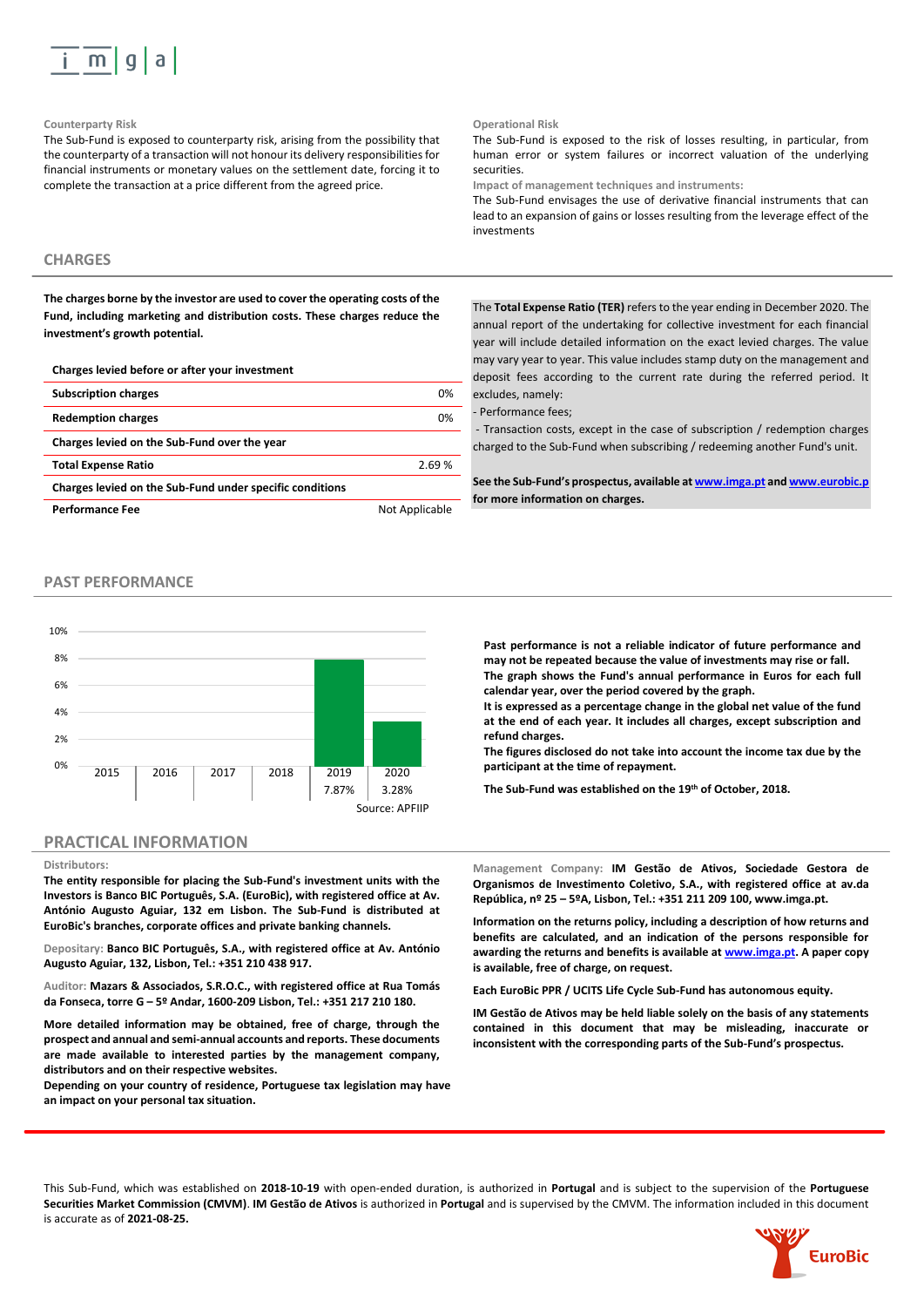Counterparty Risk

The Sub-Fund is exposed to counterparty risk, arising from the possibility that the counterparty of a transaction will not honour its delivery responsibilities for financial instruments or monetary values on the settlement date, forcing it to complete the transaction at a price different from the agreed price.

Operational Risk

The Sub-Fund is exposed to the risk of losses resulting, in particular, from human error or system failures or incorrect valuation of the underlying securities.

Impact of management techniques and instruments:

The Sub-Fund envisages the use of derivative financial instruments that can lead to an expansion of gains or losses resulting from the leverage effect of the investments

## CHARGES

**The charges borne by the investor are used to cover the operating costs of the Fund, including marketing and distribution costs. These charges reduce the investment's growth potential.**

| | |
|---|---|
| **Charges levied before or after your investment** | |
| **Subscription charges** | 0% |
| **Redemption charges** | 0% |
| **Charges levied on the Sub-Fund over the year** | |
| **Total Expense Ratio** | 2.69 % |
| **Charges levied on the Sub-Fund under specific conditions** | |
| **Performance Fee** | Not Applicable |

The **Total Expense Ratio (TER)** refers to the year ending in December 2020. The annual report of the undertaking for collective investment for each financial year will include detailed information on the exact levied charges. The value may vary year to year. This value includes stamp duty on the management and deposit fees according to the current rate during the referred period. It excludes, namely:

- Performance fees;
- Transaction costs, except in the case of subscription / redemption charges charged to the Sub-Fund when subscribing / redeeming another Fund's unit.

**See the Sub-Fund's prospectus, available at www.imga.pt and www.eurobic.p for more information on charges.**

## PAST PERFORMANCE

10%
8%
6%
4%
2%
0%
2015 2016 2017 2018 2019 2020
7.87% 3.28%
Source: APFIIP

**Past performance is not a reliable indicator of future performance and may not be repeated because the value of investments may rise or fall.**
**The graph shows the Fund's annual performance in Euros for each full calendar year, over the period covered by the graph.**
**It is expressed as a percentage change in the global net value of the fund at the end of each year. It includes all charges, except subscription and refund charges.**
**The figures disclosed do not take into account the income tax due by the participant at the time of repayment.**

**The Sub-Fund was established on the 19th of October, 2018.**

## PRACTICAL INFORMATION

Distributors:
**The entity responsible for placing the Sub-Fund's investment units with the Investors is Banco BIC Português, S.A. (EuroBic), with registered office at Av. António Augusto Aguiar, 132 em Lisbon. The Sub-Fund is distributed at EuroBic's branches, corporate offices and private banking channels.**

Depositary: **Banco BIC Português, S.A., with registered office at Av. António Augusto Aguiar, 132, Lisbon, Tel.: +351 210 438 917.**

Auditor: **Mazars & Associados, S.R.O.C., with registered office at Rua Tomás da Fonseca, torre G – 5º Andar, 1600-209 Lisbon, Tel.: +351 217 210 180.**

**More detailed information may be obtained, free of charge, through the prospect and annual and semi-annual accounts and reports. These documents are made available to interested parties by the management company, distributors and on their respective websites.**
**Depending on your country of residence, Portuguese tax legislation may have an impact on your personal tax situation.**

Management Company: **IM Gestão de Ativos, Sociedade Gestora de Organismos de Investimento Coletivo, S.A., with registered office at av.da República, nº 25 – 5ºA, Lisbon, Tel.: +351 211 209 100, www.imga.pt.**

**Information on the returns policy, including a description of how returns and benefits are calculated, and an indication of the persons responsible for awarding the returns and benefits is available at www.imga.pt. A paper copy is available, free of charge, on request.**

**Each EuroBic PPR / UCITS Life Cycle Sub-Fund has autonomous equity.**

**IM Gestão de Ativos may be held liable solely on the basis of any statements contained in this document that may be misleading, inaccurate or inconsistent with the corresponding parts of the Sub-Fund's prospectus.**

This Sub-Fund, which was established on **2018-10-19** with open-ended duration, is authorized in **Portugal** and is subject to the supervision of the **Portuguese Securities Market Commission (CMVM)**. **IM Gestão de Ativos** is authorized in **Portugal** and is supervised by the CMVM. The information included in this document is accurate as of **2021-08-25.**